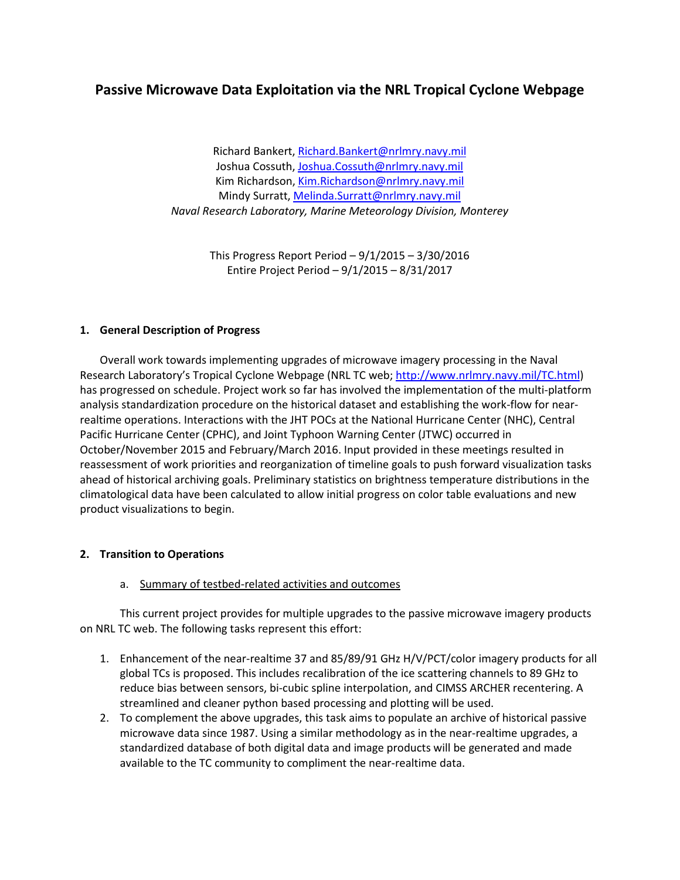# Passive Microwave Data Exploitation via the NRL Tropical Cyclone Webpage

Richard Bankert, Richard.Bankert@nrlmry.navy.mil
Joshua Cossuth, Joshua.Cossuth@nrlmry.navy.mil
Kim Richardson, Kim.Richardson@nrlmry.navy.mil
Mindy Surratt, Melinda.Surratt@nrlmry.navy.mil
*Naval Research Laboratory, Marine Meteorology Division, Monterey*

This Progress Report Period – 9/1/2015 – 3/30/2016
Entire Project Period – 9/1/2015 – 8/31/2017

## 1. General Description of Progress

Overall work towards implementing upgrades of microwave imagery processing in the Naval Research Laboratory's Tropical Cyclone Webpage (NRL TC web; http://www.nrlmry.navy.mil/TC.html) has progressed on schedule. Project work so far has involved the implementation of the multi-platform analysis standardization procedure on the historical dataset and establishing the work-flow for near-realtime operations. Interactions with the JHT POCs at the National Hurricane Center (NHC), Central Pacific Hurricane Center (CPHC), and Joint Typhoon Warning Center (JTWC) occurred in October/November 2015 and February/March 2016. Input provided in these meetings resulted in reassessment of work priorities and reorganization of timeline goals to push forward visualization tasks ahead of historical archiving goals. Preliminary statistics on brightness temperature distributions in the climatological data have been calculated to allow initial progress on color table evaluations and new product visualizations to begin.

## 2. Transition to Operations

### a. Summary of testbed-related activities and outcomes

This current project provides for multiple upgrades to the passive microwave imagery products on NRL TC web. The following tasks represent this effort:

1. Enhancement of the near-realtime 37 and 85/89/91 GHz H/V/PCT/color imagery products for all global TCs is proposed. This includes recalibration of the ice scattering channels to 89 GHz to reduce bias between sensors, bi-cubic spline interpolation, and CIMSS ARCHER recentering. A streamlined and cleaner python based processing and plotting will be used.
2. To complement the above upgrades, this task aims to populate an archive of historical passive microwave data since 1987. Using a similar methodology as in the near-realtime upgrades, a standardized database of both digital data and image products will be generated and made available to the TC community to compliment the near-realtime data.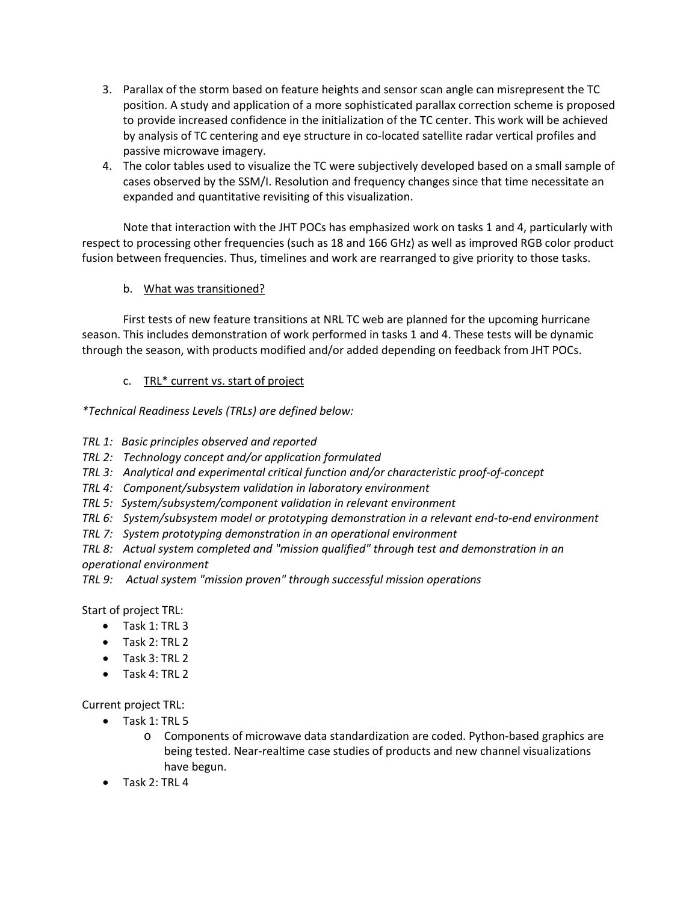3. Parallax of the storm based on feature heights and sensor scan angle can misrepresent the TC position. A study and application of a more sophisticated parallax correction scheme is proposed to provide increased confidence in the initialization of the TC center. This work will be achieved by analysis of TC centering and eye structure in co-located satellite radar vertical profiles and passive microwave imagery.
4. The color tables used to visualize the TC were subjectively developed based on a small sample of cases observed by the SSM/I. Resolution and frequency changes since that time necessitate an expanded and quantitative revisiting of this visualization.

Note that interaction with the JHT POCs has emphasized work on tasks 1 and 4, particularly with respect to processing other frequencies (such as 18 and 166 GHz) as well as improved RGB color product fusion between frequencies. Thus, timelines and work are rearranged to give priority to those tasks.

b. <u>What was transitioned?</u>

First tests of new feature transitions at NRL TC web are planned for the upcoming hurricane season. This includes demonstration of work performed in tasks 1 and 4. These tests will be dynamic through the season, with products modified and/or added depending on feedback from JHT POCs.

c. <u>TRL* current vs. start of project</u>

*\*Technical Readiness Levels (TRLs) are defined below:*

*TRL 1: Basic principles observed and reported*
*TRL 2: Technology concept and/or application formulated*
*TRL 3: Analytical and experimental critical function and/or characteristic proof-of-concept*
*TRL 4: Component/subsystem validation in laboratory environment*
*TRL 5: System/subsystem/component validation in relevant environment*
*TRL 6: System/subsystem model or prototyping demonstration in a relevant end-to-end environment*
*TRL 7: System prototyping demonstration in an operational environment*
*TRL 8: Actual system completed and "mission qualified" through test and demonstration in an operational environment*
*TRL 9: Actual system "mission proven" through successful mission operations*

Start of project TRL:

- Task 1: TRL 3
- Task 2: TRL 2
- Task 3: TRL 2
- Task 4: TRL 2

Current project TRL:

- Task 1: TRL 5
  - Components of microwave data standardization are coded. Python-based graphics are being tested. Near-realtime case studies of products and new channel visualizations have begun.
- Task 2: TRL 4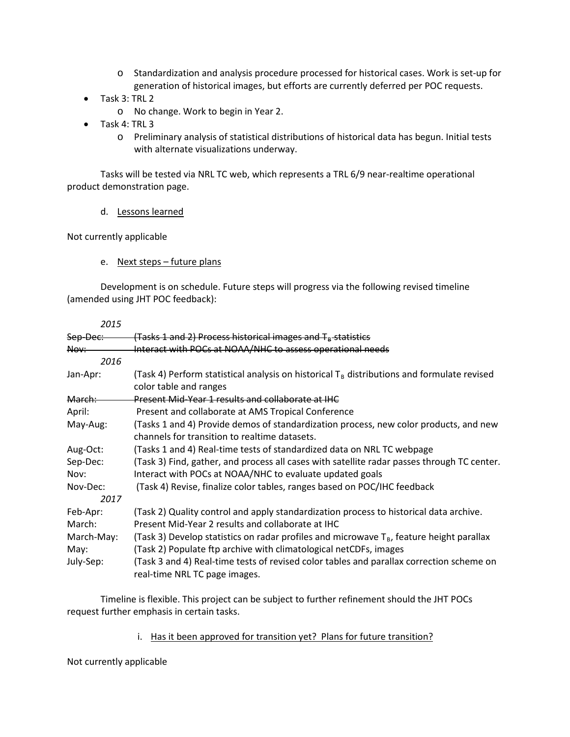- Standardization and analysis procedure processed for historical cases. Work is set-up for generation of historical images, but efforts are currently deferred per POC requests.

- Task 3: TRL 2
  - No change. Work to begin in Year 2.
- Task 4: TRL 3
  - Preliminary analysis of statistical distributions of historical data has begun. Initial tests with alternate visualizations underway.

Tasks will be tested via NRL TC web, which represents a TRL 6/9 near-realtime operational product demonstration page.

d. Lessons learned

Not currently applicable

e. Next steps – future plans

Development is on schedule. Future steps will progress via the following revised timeline (amended using JHT POC feedback):

| | |
|---|---|
| *2015* | |
| ~~Sep-Dec:~~ | ~~(Tasks 1 and 2) Process historical images and $T_B$ statistics~~ |
| ~~Nov:~~ | ~~Interact with POCs at NOAA/NHC to assess operational needs~~ |
| *2016* | |
| Jan-Apr: | (Task 4) Perform statistical analysis on historical $T_B$ distributions and formulate revised color table and ranges |
| ~~March:~~ | ~~Present Mid-Year 1 results and collaborate at IHC~~ |
| April: | Present and collaborate at AMS Tropical Conference |
| May-Aug: | (Tasks 1 and 4) Provide demos of standardization process, new color products, and new channels for transition to realtime datasets. |
| Aug-Oct: | (Tasks 1 and 4) Real-time tests of standardized data on NRL TC webpage |
| Sep-Dec: | (Task 3) Find, gather, and process all cases with satellite radar passes through TC center. |
| Nov: | Interact with POCs at NOAA/NHC to evaluate updated goals |
| Nov-Dec: | (Task 4) Revise, finalize color tables, ranges based on POC/IHC feedback |
| *2017* | |
| Feb-Apr: | (Task 2) Quality control and apply standardization process to historical data archive. |
| March: | Present Mid-Year 2 results and collaborate at IHC |
| March-May: | (Task 3) Develop statistics on radar profiles and microwave $T_B$, feature height parallax |
| May: | (Task 2) Populate ftp archive with climatological netCDFs, images |
| July-Sep: | (Task 3 and 4) Real-time tests of revised color tables and parallax correction scheme on real-time NRL TC page images. |

Timeline is flexible. This project can be subject to further refinement should the JHT POCs request further emphasis in certain tasks.

i. Has it been approved for transition yet? Plans for future transition?

Not currently applicable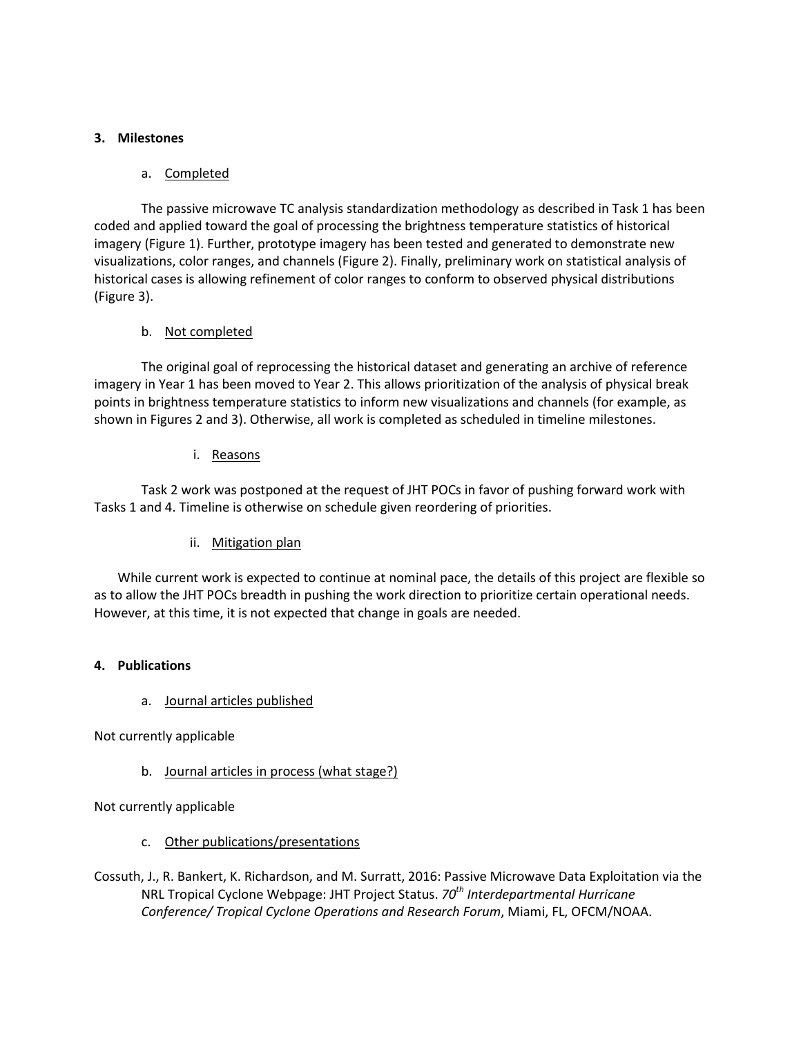## 3. Milestones

### a. Completed

The passive microwave TC analysis standardization methodology as described in Task 1 has been coded and applied toward the goal of processing the brightness temperature statistics of historical imagery (Figure 1). Further, prototype imagery has been tested and generated to demonstrate new visualizations, color ranges, and channels (Figure 2). Finally, preliminary work on statistical analysis of historical cases is allowing refinement of color ranges to conform to observed physical distributions (Figure 3).

### b. Not completed

The original goal of reprocessing the historical dataset and generating an archive of reference imagery in Year 1 has been moved to Year 2. This allows prioritization of the analysis of physical break points in brightness temperature statistics to inform new visualizations and channels (for example, as shown in Figures 2 and 3). Otherwise, all work is completed as scheduled in timeline milestones.

#### i. Reasons

Task 2 work was postponed at the request of JHT POCs in favor of pushing forward work with Tasks 1 and 4. Timeline is otherwise on schedule given reordering of priorities.

#### ii. Mitigation plan

While current work is expected to continue at nominal pace, the details of this project are flexible so as to allow the JHT POCs breadth in pushing the work direction to prioritize certain operational needs. However, at this time, it is not expected that change in goals are needed.

## 4. Publications

### a. Journal articles published

Not currently applicable

### b. Journal articles in process (what stage?)

Not currently applicable

### c. Other publications/presentations

Cossuth, J., R. Bankert, K. Richardson, and M. Surratt, 2016: Passive Microwave Data Exploitation via the NRL Tropical Cyclone Webpage: JHT Project Status. *70th Interdepartmental Hurricane Conference/ Tropical Cyclone Operations and Research Forum*, Miami, FL, OFCM/NOAA.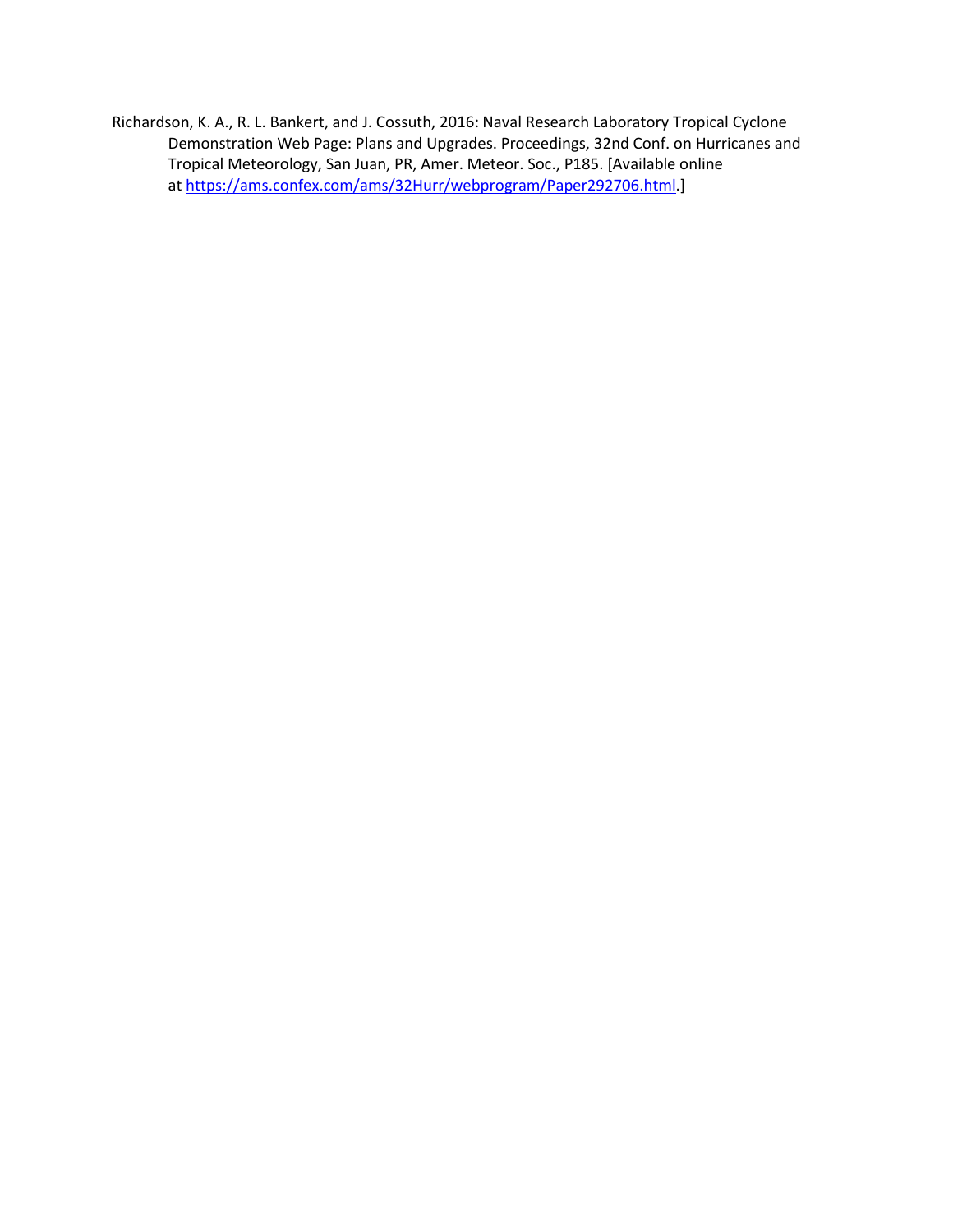Richardson, K. A., R. L. Bankert, and J. Cossuth, 2016: Naval Research Laboratory Tropical Cyclone Demonstration Web Page: Plans and Upgrades. Proceedings, 32nd Conf. on Hurricanes and Tropical Meteorology, San Juan, PR, Amer. Meteor. Soc., P185. [Available online at https://ams.confex.com/ams/32Hurr/webprogram/Paper292706.html.]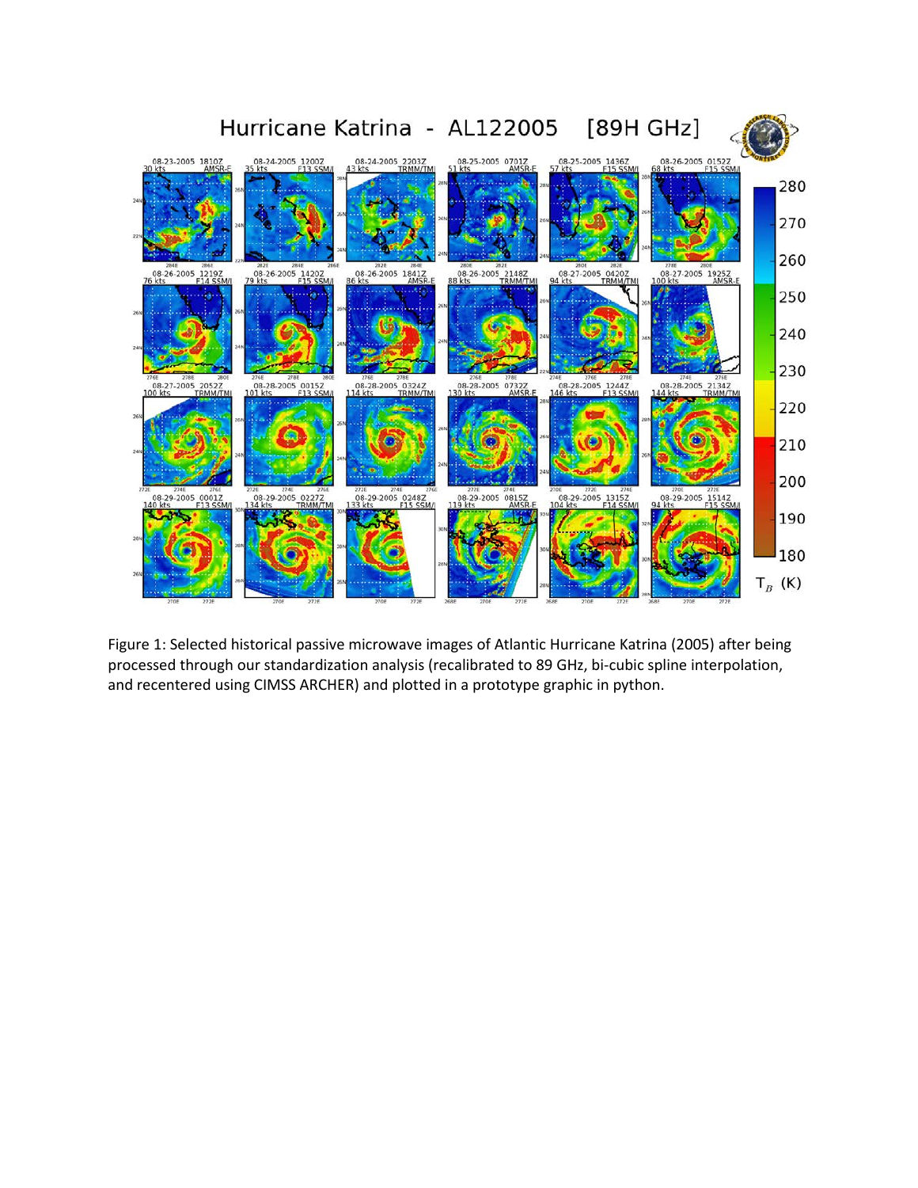Figure 1: Selected historical passive microwave images of Atlantic Hurricane Katrina (2005) after being processed through our standardization analysis (recalibrated to 89 GHz, bi-cubic spline interpolation, and recentered using CIMSS ARCHER) and plotted in a prototype graphic in python.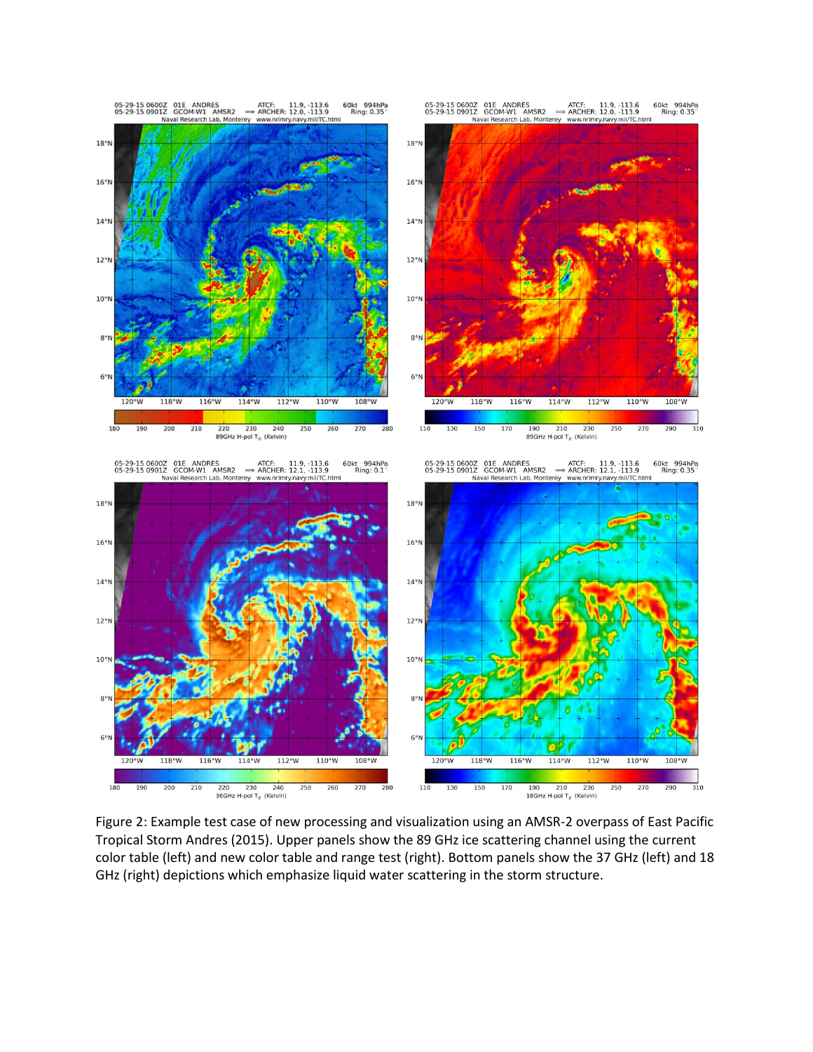Figure 2: Example test case of new processing and visualization using an AMSR-2 overpass of East Pacific Tropical Storm Andres (2015). Upper panels show the 89 GHz ice scattering channel using the current color table (left) and new color table and range test (right). Bottom panels show the 37 GHz (left) and 18 GHz (right) depictions which emphasize liquid water scattering in the storm structure.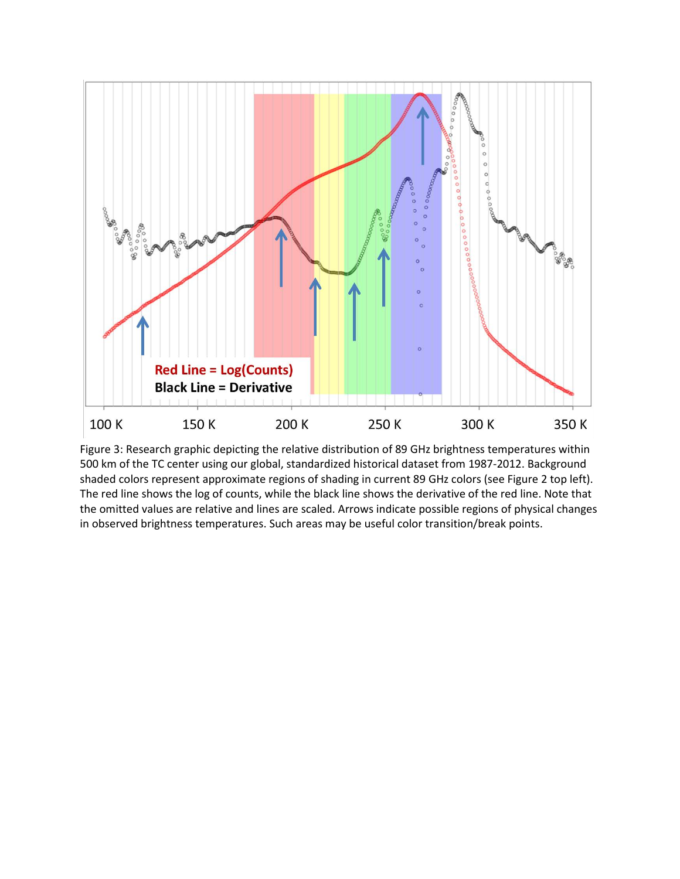Red Line = Log(Counts)

Black Line = Derivative

100 K

150 K

200 K

250 K

300 K

350 K

Figure 3: Research graphic depicting the relative distribution of 89 GHz brightness temperatures within 500 km of the TC center using our global, standardized historical dataset from 1987-2012. Background shaded colors represent approximate regions of shading in current 89 GHz colors (see Figure 2 top left). The red line shows the log of counts, while the black line shows the derivative of the red line. Note that the omitted values are relative and lines are scaled. Arrows indicate possible regions of physical changes in observed brightness temperatures. Such areas may be useful color transition/break points.